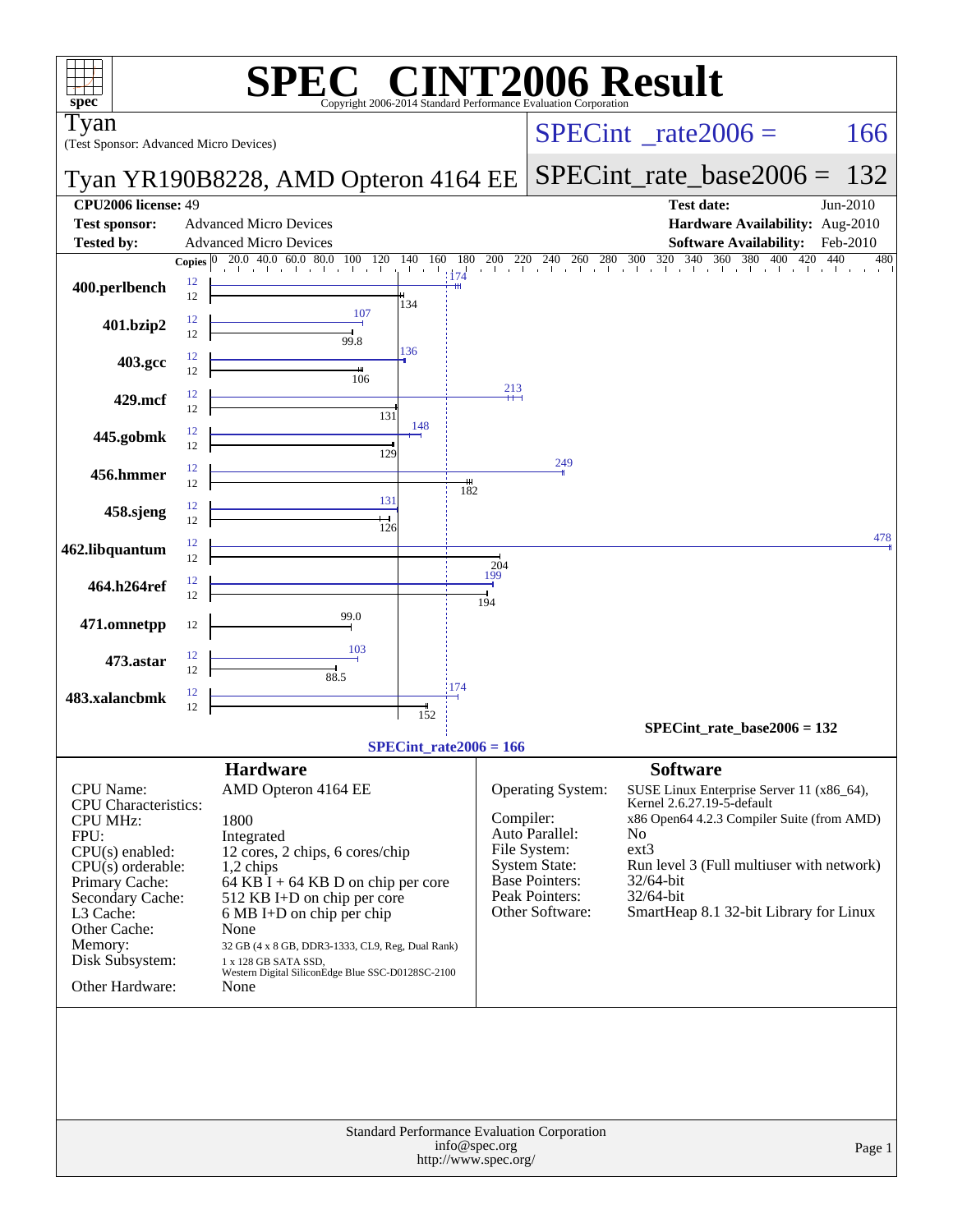# SPEC CINT2006 Result

Copyright 2006-2014 Standard Performance Evaluation Corporation

**Tyan**
(Test Sponsor: Advanced Micro Devices)

**Tyan YR190B8228, AMD Opteron 4164 EE**

SPECint_rate2006 = 166

SPECint_rate_base2006 = 132

| | | | |
|---|---|---|---|
| **CPU2006 license:** | 49 | **Test date:** | Jun-2010 |
| **Test sponsor:** | Advanced Micro Devices | **Hardware Availability:** | Aug-2010 |
| **Tested by:** | Advanced Micro Devices | **Software Availability:** | Feb-2010 |

| Benchmark | Copies (peak) | Peak | Copies (base) | Base |
|---|---|---|---|---|
| 400.perlbench | 12 | 174 | 12 | 134 |
| 401.bzip2 | 12 | 107 | 12 | 99.8 |
| 403.gcc | 12 | 136 | 12 | 106 |
| 429.mcf | 12 | 213 | 12 | 131 |
| 445.gobmk | 12 | 148 | 12 | 129 |
| 456.hmmer | 12 | 249 | 12 | 182 |
| 458.sjeng | 12 | 131 | 12 | 126 |
| 462.libquantum | 12 | 478 | 12 | 204 |
| 464.h264ref | 12 | 199 | 12 | 194 |
| 471.omnetpp | | | 12 | 99.0 |
| 473.astar | 12 | 103 | 12 | 88.5 |
| 483.xalancbmk | 12 | 174 | 12 | 152 |

SPECint_rate_base2006 = 132

SPECint_rate2006 = 166

## Hardware

| | |
|---|---|
| CPU Name: | AMD Opteron 4164 EE |
| CPU Characteristics: | |
| CPU MHz: | 1800 |
| FPU: | Integrated |
| CPU(s) enabled: | 12 cores, 2 chips, 6 cores/chip |
| CPU(s) orderable: | 1,2 chips |
| Primary Cache: | 64 KB I + 64 KB D on chip per core |
| Secondary Cache: | 512 KB I+D on chip per core |
| L3 Cache: | 6 MB I+D on chip per chip |
| Other Cache: | None |
| Memory: | 32 GB (4 x 8 GB, DDR3-1333, CL9, Reg, Dual Rank) |
| Disk Subsystem: | 1 x 128 GB SATA SSD, Western Digital SiliconEdge Blue SSC-D0128SC-2100 |
| Other Hardware: | None |

## Software

| | |
|---|---|
| Operating System: | SUSE Linux Enterprise Server 11 (x86_64), Kernel 2.6.27.19-5-default |
| Compiler: | x86 Open64 4.2.3 Compiler Suite (from AMD) |
| Auto Parallel: | No |
| File System: | ext3 |
| System State: | Run level 3 (Full multiuser with network) |
| Base Pointers: | 32/64-bit |
| Peak Pointers: | 32/64-bit |
| Other Software: | SmartHeap 8.1 32-bit Library for Linux |

Standard Performance Evaluation Corporation
info@spec.org
http://www.spec.org/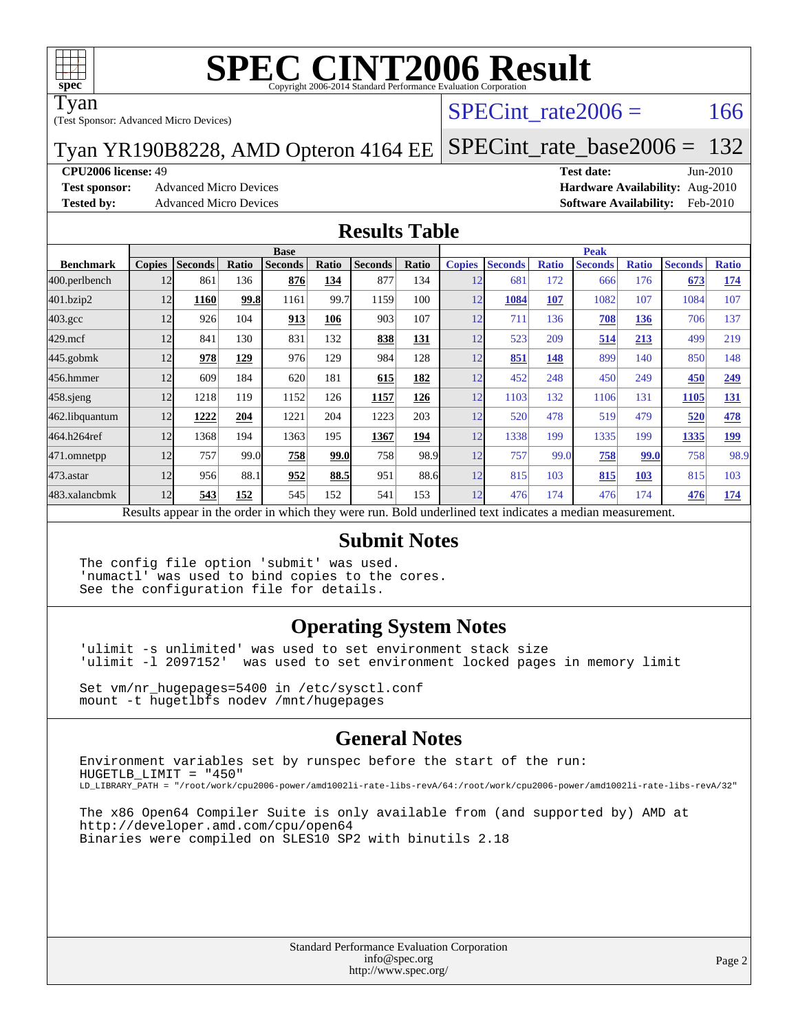# SPEC CINT2006 Result

Copyright 2006-2014 Standard Performance Evaluation Corporation

Tyan

(Test Sponsor: Advanced Micro Devices)

Tyan YR190B8228, AMD Opteron 4164 EE

SPECint_rate2006 = 166

SPECint_rate_base2006 = 132

**CPU2006 license:** 49

**Test sponsor:** Advanced Micro Devices

**Tested by:** Advanced Micro Devices

**Test date:** Jun-2010

**Hardware Availability:** Aug-2010

**Software Availability:** Feb-2010

## Results Table

| | Base | | | | | | | Peak | | | | | | |
|---|---|---|---|---|---|---|---|---|---|---|---|---|---|---|
| **Benchmark** | **Copies** | **Seconds** | **Ratio** | **Seconds** | **Ratio** | **Seconds** | **Ratio** | **Copies** | **Seconds** | **Ratio** | **Seconds** | **Ratio** | **Seconds** | **Ratio** |
| 400.perlbench | 12 | 861 | 136 | **876** | **134** | 877 | 134 | 12 | 681 | 172 | 666 | 176 | **673** | **174** |
| 401.bzip2 | 12 | **1160** | **99.8** | 1161 | 99.7 | 1159 | 100 | 12 | **1084** | **107** | 1082 | 107 | 1084 | 107 |
| 403.gcc | 12 | 926 | 104 | **913** | **106** | 903 | 107 | 12 | 711 | 136 | **708** | **136** | 706 | 137 |
| 429.mcf | 12 | 841 | 130 | 831 | 132 | **838** | **131** | 12 | 523 | 209 | **514** | **213** | 499 | 219 |
| 445.gobmk | 12 | **978** | **129** | 976 | 129 | 984 | 128 | 12 | **851** | **148** | 899 | 140 | 850 | 148 |
| 456.hmmer | 12 | 609 | 184 | 620 | 181 | **615** | **182** | 12 | 452 | 248 | 450 | 249 | **450** | **249** |
| 458.sjeng | 12 | 1218 | 119 | 1152 | 126 | **1157** | **126** | 12 | 1103 | 132 | 1106 | 131 | **1105** | **131** |
| 462.libquantum | 12 | **1222** | **204** | 1221 | 204 | 1223 | 203 | 12 | 520 | 478 | 519 | 479 | **520** | **478** |
| 464.h264ref | 12 | 1368 | 194 | 1363 | 195 | **1367** | **194** | 12 | 1338 | 199 | 1335 | 199 | **1335** | **199** |
| 471.omnetpp | 12 | 757 | 99.0 | **758** | **99.0** | 758 | 98.9 | 12 | 757 | 99.0 | **758** | **99.0** | 758 | 98.9 |
| 473.astar | 12 | 956 | 88.1 | **952** | **88.5** | 951 | 88.6 | 12 | 815 | 103 | **815** | **103** | 815 | 103 |
| 483.xalancbmk | 12 | **543** | **152** | 545 | 152 | 541 | 153 | 12 | 476 | 174 | 476 | 174 | **476** | **174** |

Results appear in the order in which they were run. Bold underlined text indicates a median measurement.

## Submit Notes

```
The config file option 'submit' was used.
'numactl' was used to bind copies to the cores.
See the configuration file for details.
```

## Operating System Notes

```
'ulimit -s unlimited' was used to set environment stack size
'ulimit -l 2097152'  was used to set environment locked pages in memory limit

Set vm/nr_hugepages=5400 in /etc/sysctl.conf
mount -t hugetlbfs nodev /mnt/hugepages
```

## General Notes

```
Environment variables set by runspec before the start of the run:
HUGETLB_LIMIT = "450"
LD_LIBRARY_PATH = "/root/work/cpu2006-power/amd1002li-rate-libs-revA/64:/root/work/cpu2006-power/amd1002li-rate-libs-revA/32"

The x86 Open64 Compiler Suite is only available from (and supported by) AMD at
http://developer.amd.com/cpu/open64
Binaries were compiled on SLES10 SP2 with binutils 2.18
```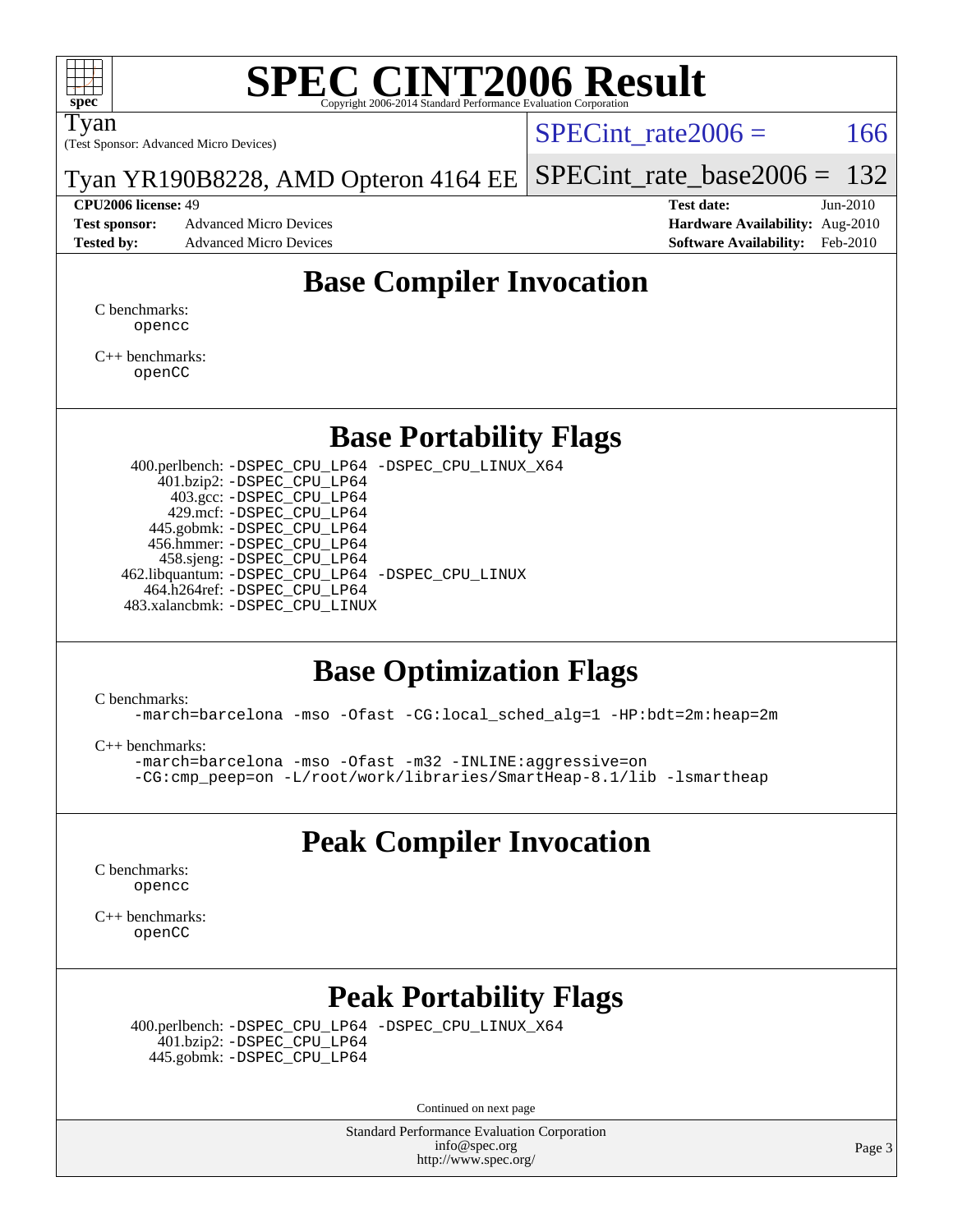# SPEC CINT2006 Result

Copyright 2006-2014 Standard Performance Evaluation Corporation

Tyan
(Test Sponsor: Advanced Micro Devices)

Tyan YR190B8228, AMD Opteron 4164 EE

SPECint_rate2006 = 166

SPECint_rate_base2006 = 132

| | | | |
|---|---|---|---|
| **CPU2006 license:** 49 | | **Test date:** | Jun-2010 |
| **Test sponsor:** | Advanced Micro Devices | **Hardware Availability:** | Aug-2010 |
| **Tested by:** | Advanced Micro Devices | **Software Availability:** | Feb-2010 |

## Base Compiler Invocation

C benchmarks:
opencc

C++ benchmarks:
openCC

## Base Portability Flags

400.perlbench: -DSPEC_CPU_LP64 -DSPEC_CPU_LINUX_X64
401.bzip2: -DSPEC_CPU_LP64
403.gcc: -DSPEC_CPU_LP64
429.mcf: -DSPEC_CPU_LP64
445.gobmk: -DSPEC_CPU_LP64
456.hmmer: -DSPEC_CPU_LP64
458.sjeng: -DSPEC_CPU_LP64
462.libquantum: -DSPEC_CPU_LP64 -DSPEC_CPU_LINUX
464.h264ref: -DSPEC_CPU_LP64
483.xalancbmk: -DSPEC_CPU_LINUX

## Base Optimization Flags

C benchmarks:
-march=barcelona -mso -Ofast -CG:local_sched_alg=1 -HP:bdt=2m:heap=2m

C++ benchmarks:
-march=barcelona -mso -Ofast -m32 -INLINE:aggressive=on
-CG:cmp_peep=on -L/root/work/libraries/SmartHeap-8.1/lib -lsmartheap

## Peak Compiler Invocation

C benchmarks:
opencc

C++ benchmarks:
openCC

## Peak Portability Flags

400.perlbench: -DSPEC_CPU_LP64 -DSPEC_CPU_LINUX_X64
401.bzip2: -DSPEC_CPU_LP64
445.gobmk: -DSPEC_CPU_LP64

Continued on next page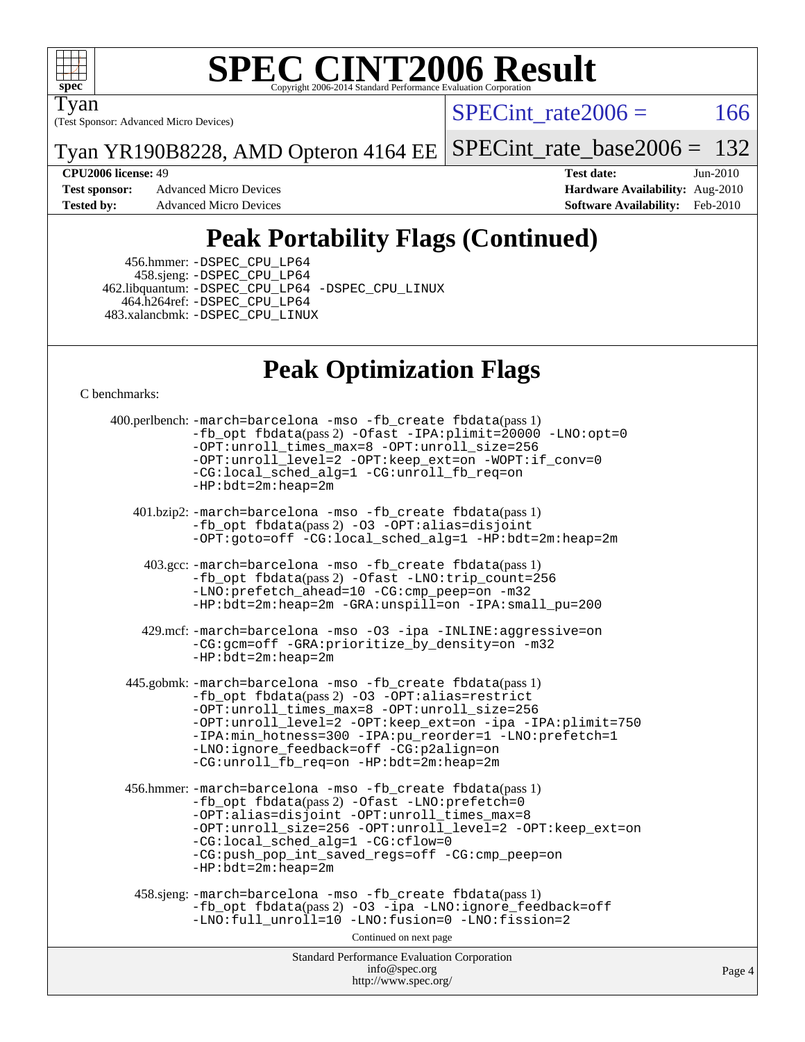Tyan
(Test Sponsor: Advanced Micro Devices)

SPECint_rate2006 = 166

Tyan YR190B8228, AMD Opteron 4164 EE

SPECint_rate_base2006 = 132

**CPU2006 license:** 49
**Test sponsor:** Advanced Micro Devices
**Tested by:** Advanced Micro Devices

**Test date:** Jun-2010
**Hardware Availability:** Aug-2010
**Software Availability:** Feb-2010

# Peak Portability Flags (Continued)

456.hmmer: -DSPEC_CPU_LP64
458.sjeng: -DSPEC_CPU_LP64
462.libquantum: -DSPEC_CPU_LP64 -DSPEC_CPU_LINUX
464.h264ref: -DSPEC_CPU_LP64
483.xalancbmk: -DSPEC_CPU_LINUX

# Peak Optimization Flags

C benchmarks:

400.perlbench: -march=barcelona -mso -fb_create fbdata(pass 1) -fb_opt fbdata(pass 2) -Ofast -IPA:plimit=20000 -LNO:opt=0 -OPT:unroll_times_max=8 -OPT:unroll_size=256 -OPT:unroll_level=2 -OPT:keep_ext=on -WOPT:if_conv=0 -CG:local_sched_alg=1 -CG:unroll_fb_req=on -HP:bdt=2m:heap=2m

401.bzip2: -march=barcelona -mso -fb_create fbdata(pass 1) -fb_opt fbdata(pass 2) -O3 -OPT:alias=disjoint -OPT:goto=off -CG:local_sched_alg=1 -HP:bdt=2m:heap=2m

403.gcc: -march=barcelona -mso -fb_create fbdata(pass 1) -fb_opt fbdata(pass 2) -Ofast -LNO:trip_count=256 -LNO:prefetch_ahead=10 -CG:cmp_peep=on -m32 -HP:bdt=2m:heap=2m -GRA:unspill=on -IPA:small_pu=200

429.mcf: -march=barcelona -mso -O3 -ipa -INLINE:aggressive=on -CG:gcm=off -GRA:prioritize_by_density=on -m32 -HP:bdt=2m:heap=2m

445.gobmk: -march=barcelona -mso -fb_create fbdata(pass 1) -fb_opt fbdata(pass 2) -O3 -OPT:alias=restrict -OPT:unroll_times_max=8 -OPT:unroll_size=256 -OPT:unroll_level=2 -OPT:keep_ext=on -ipa -IPA:plimit=750 -IPA:min_hotness=300 -IPA:pu_reorder=1 -LNO:prefetch=1 -LNO:ignore_feedback=off -CG:p2align=on -CG:unroll_fb_req=on -HP:bdt=2m:heap=2m

456.hmmer: -march=barcelona -mso -fb_create fbdata(pass 1) -fb_opt fbdata(pass 2) -Ofast -LNO:prefetch=0 -OPT:alias=disjoint -OPT:unroll_times_max=8 -OPT:unroll_size=256 -OPT:unroll_level=2 -OPT:keep_ext=on -CG:local_sched_alg=1 -CG:cflow=0 -CG:push_pop_int_saved_regs=off -CG:cmp_peep=on -HP:bdt=2m:heap=2m

458.sjeng: -march=barcelona -mso -fb_create fbdata(pass 1) -fb_opt fbdata(pass 2) -O3 -ipa -LNO:ignore_feedback=off -LNO:full_unroll=10 -LNO:fusion=0 -LNO:fission=2

Continued on next page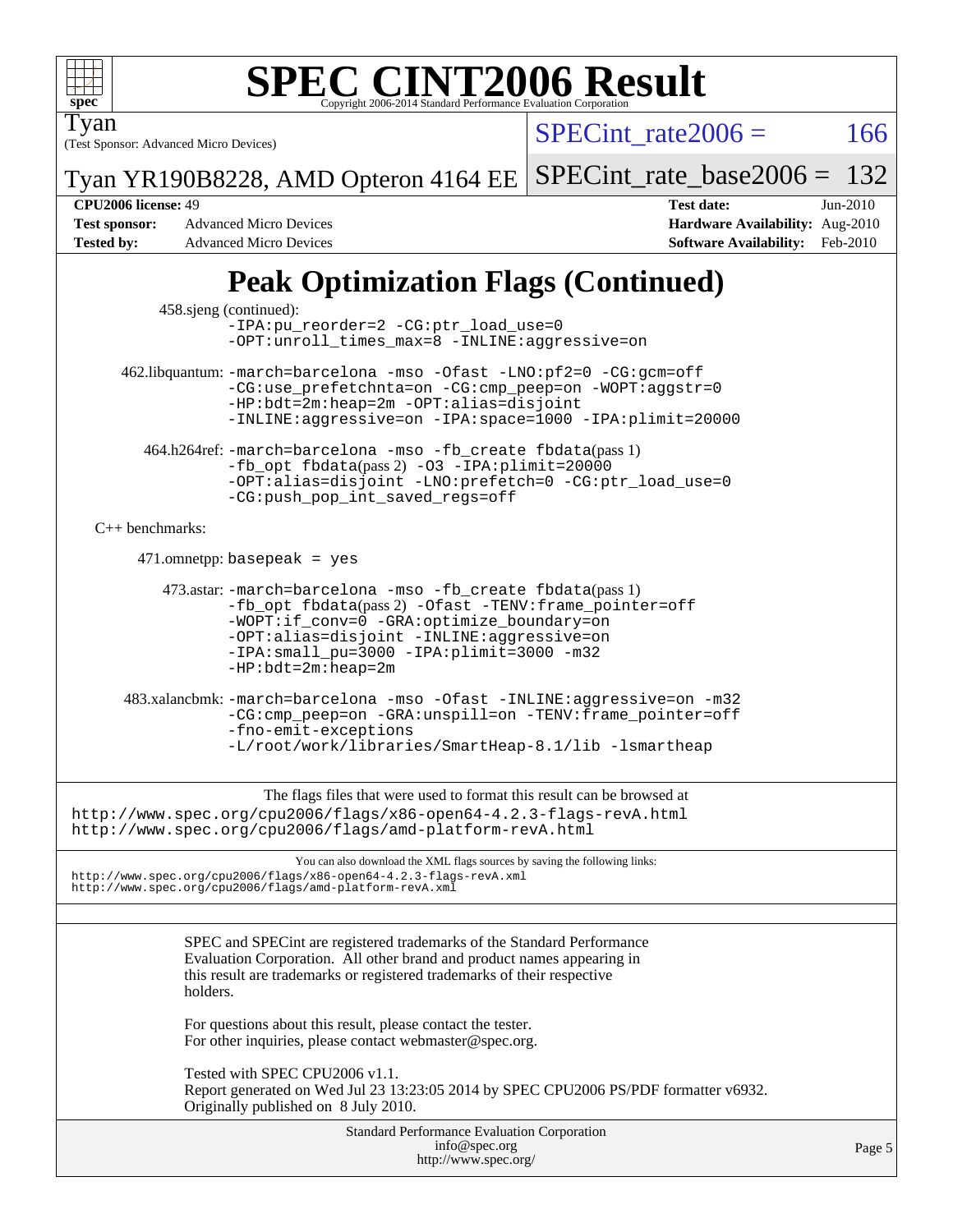# SPEC CINT2006 Result

Copyright 2006-2014 Standard Performance Evaluation Corporation

Tyan
(Test Sponsor: Advanced Micro Devices)

Tyan YR190B8228, AMD Opteron 4164 EE

SPECint_rate2006 = 166

SPECint_rate_base2006 = 132

| | | | |
|---|---|---|---|
| **CPU2006 license:** | 49 | **Test date:** | Jun-2010 |
| **Test sponsor:** | Advanced Micro Devices | **Hardware Availability:** | Aug-2010 |
| **Tested by:** | Advanced Micro Devices | **Software Availability:** | Feb-2010 |

## Peak Optimization Flags (Continued)

458.sjeng (continued):
```
-IPA:pu_reorder=2 -CG:ptr_load_use=0
-OPT:unroll_times_max=8 -INLINE:aggressive=on
```

462.libquantum:
```
-march=barcelona -mso -Ofast -LNO:pf2=0 -CG:gcm=off
-CG:use_prefetchnta=on -CG:cmp_peep=on -WOPT:aggstr=0
-HP:bdt=2m:heap=2m -OPT:alias=disjoint
-INLINE:aggressive=on -IPA:space=1000 -IPA:plimit=20000
```

464.h264ref:
```
-march=barcelona -mso -fb_create fbdata(pass 1)
-fb_opt fbdata(pass 2) -O3 -IPA:plimit=20000
-OPT:alias=disjoint -LNO:prefetch=0 -CG:ptr_load_use=0
-CG:push_pop_int_saved_regs=off
```

C++ benchmarks:

471.omnetpp: `basepeak = yes`

473.astar:
```
-march=barcelona -mso -fb_create fbdata(pass 1)
-fb_opt fbdata(pass 2) -Ofast -TENV:frame_pointer=off
-WOPT:if_conv=0 -GRA:optimize_boundary=on
-OPT:alias=disjoint -INLINE:aggressive=on
-IPA:small_pu=3000 -IPA:plimit=3000 -m32
-HP:bdt=2m:heap=2m
```

483.xalancbmk:
```
-march=barcelona -mso -Ofast -INLINE:aggressive=on -m32
-CG:cmp_peep=on -GRA:unspill=on -TENV:frame_pointer=off
-fno-emit-exceptions
-L/root/work/libraries/SmartHeap-8.1/lib -lsmartheap
```

The flags files that were used to format this result can be browsed at
http://www.spec.org/cpu2006/flags/x86-open64-4.2.3-flags-revA.html
http://www.spec.org/cpu2006/flags/amd-platform-revA.html

You can also download the XML flags sources by saving the following links:
http://www.spec.org/cpu2006/flags/x86-open64-4.2.3-flags-revA.xml
http://www.spec.org/cpu2006/flags/amd-platform-revA.xml

SPEC and SPECint are registered trademarks of the Standard Performance Evaluation Corporation. All other brand and product names appearing in this result are trademarks or registered trademarks of their respective holders.

For questions about this result, please contact the tester.
For other inquiries, please contact webmaster@spec.org.

Tested with SPEC CPU2006 v1.1.
Report generated on Wed Jul 23 13:23:05 2014 by SPEC CPU2006 PS/PDF formatter v6932.
Originally published on 8 July 2010.

Standard Performance Evaluation Corporation
info@spec.org
http://www.spec.org/